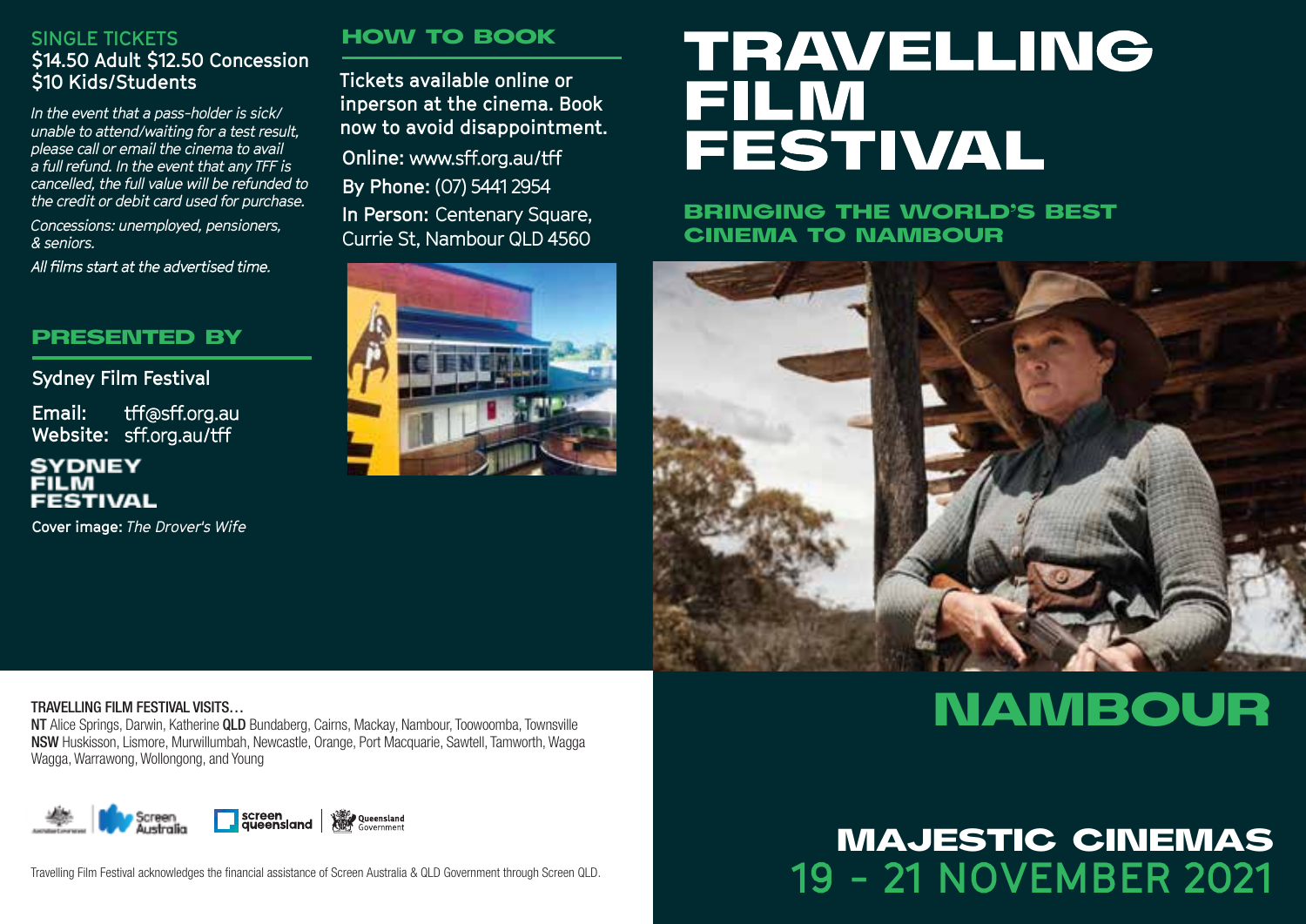# TRAVELLING FILM FESTIVAL

## BRINGING THE WORLD'S BEST CINEMA TO NAMBOUR

# NAMBOUR

## MAJESTIC CINEMAS
## 19 - 21 NOVEMBER 2021

### SINGLE TICKETS

**$14.50 Adult $12.50 Concession**
**$10 Kids/Students**

*In the event that a pass-holder is sick/ unable to attend/waiting for a test result, please call or email the cinema to avail a full refund. In the event that any TFF is cancelled, the full value will be refunded to the credit or debit card used for purchase.*

*Concessions: unemployed, pensioners, & seniors.*

*All films start at the advertised time.*

### PRESENTED BY

Sydney Film Festival

**Email:** tff@sff.org.au
**Website:** sff.org.au/tff

SYDNEY FILM FESTIVAL

**Cover image:** *The Drover's Wife*

### HOW TO BOOK

Tickets available online or inperson at the cinema. Book now to avoid disappointment.

**Online:** www.sff.org.au/tff
**By Phone:** (07) 5441 2954
**In Person:** Centenary Square, Currie St, Nambour QLD 4560

TRAVELLING FILM FESTIVAL VISITS…

**NT** Alice Springs, Darwin, Katherine **QLD** Bundaberg, Cairns, Mackay, Nambour, Toowoomba, Townsville **NSW** Huskisson, Lismore, Murwillumbah, Newcastle, Orange, Port Macquarie, Sawtell, Tamworth, Wagga Wagga, Warrawong, Wollongong, and Young

Screen Australia | screen queensland | Queensland Government

Travelling Film Festival acknowledges the financial assistance of Screen Australia & QLD Government through Screen QLD.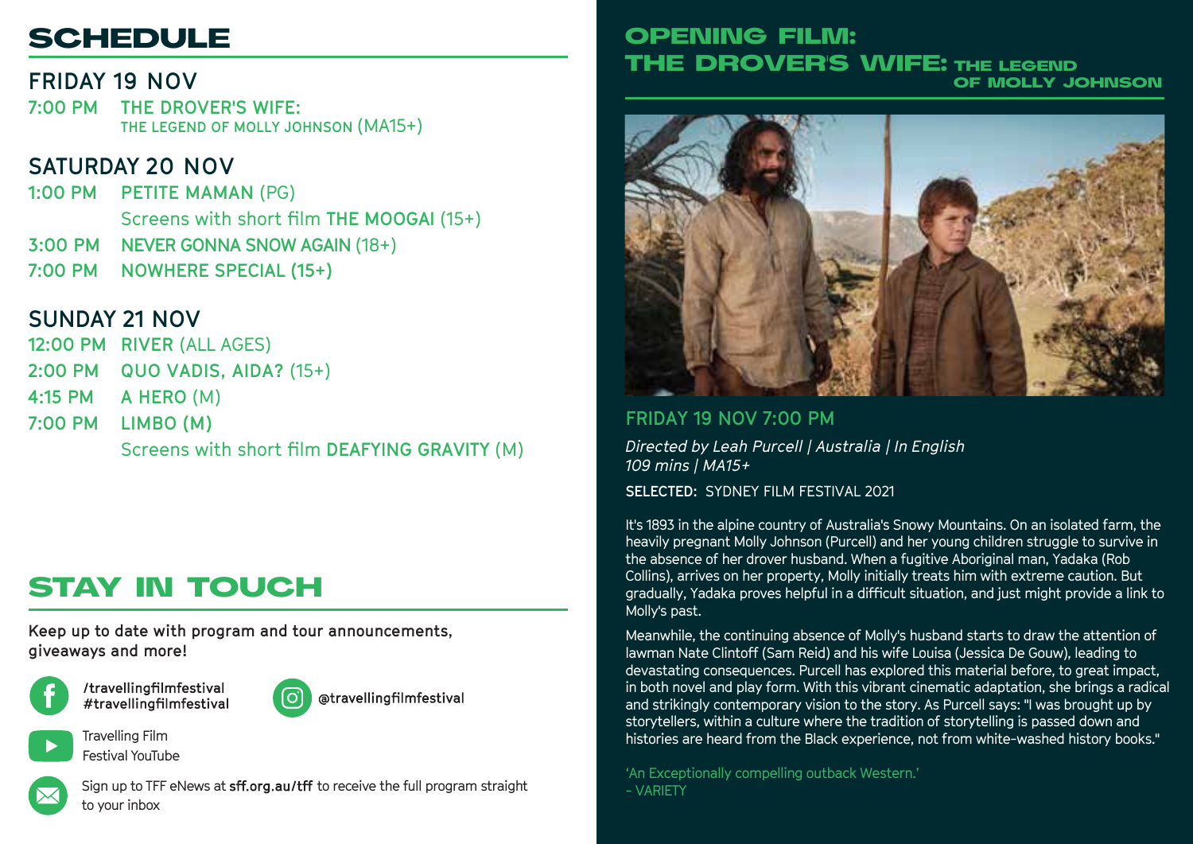# SCHEDULE

## FRIDAY 19 NOV

7:00 PM THE DROVER'S WIFE: THE LEGEND OF MOLLY JOHNSON (MA15+)

## SATURDAY 20 NOV

1:00 PM PETITE MAMAN (PG)
Screens with short film THE MOOGAI (15+)

3:00 PM NEVER GONNA SNOW AGAIN (18+)

7:00 PM NOWHERE SPECIAL (15+)

## SUNDAY 21 NOV

12:00 PM RIVER (ALL AGES)

2:00 PM QUO VADIS, AIDA? (15+)

4:15 PM A HERO (M)

7:00 PM LIMBO (M)
Screens with short film DEAFYING GRAVITY (M)

# STAY IN TOUCH

Keep up to date with program and tour announcements, giveaways and more!

/travellingfilmfestival
#travellingfilmfestival

@travellingfilmfestival

Travelling Film Festival YouTube

Sign up to TFF eNews at **sff.org.au/tff** to receive the full program straight to your inbox

# OPENING FILM: THE DROVER'S WIFE: THE LEGEND OF MOLLY JOHNSON

FRIDAY 19 NOV 7:00 PM

*Directed by Leah Purcell | Australia | In English*
*109 mins | MA15+*

**SELECTED:** SYDNEY FILM FESTIVAL 2021

It's 1893 in the alpine country of Australia's Snowy Mountains. On an isolated farm, the heavily pregnant Molly Johnson (Purcell) and her young children struggle to survive in the absence of her drover husband. When a fugitive Aboriginal man, Yadaka (Rob Collins), arrives on her property, Molly initially treats him with extreme caution. But gradually, Yadaka proves helpful in a difficult situation, and just might provide a link to Molly's past.

Meanwhile, the continuing absence of Molly's husband starts to draw the attention of lawman Nate Clintoff (Sam Reid) and his wife Louisa (Jessica De Gouw), leading to devastating consequences. Purcell has explored this material before, to great impact, in both novel and play form. With this vibrant cinematic adaptation, she brings a radical and strikingly contemporary vision to the story. As Purcell says: "I was brought up by storytellers, within a culture where the tradition of storytelling is passed down and histories are heard from the Black experience, not from white-washed history books."

'An Exceptionally compelling outback Western.'
– VARIETY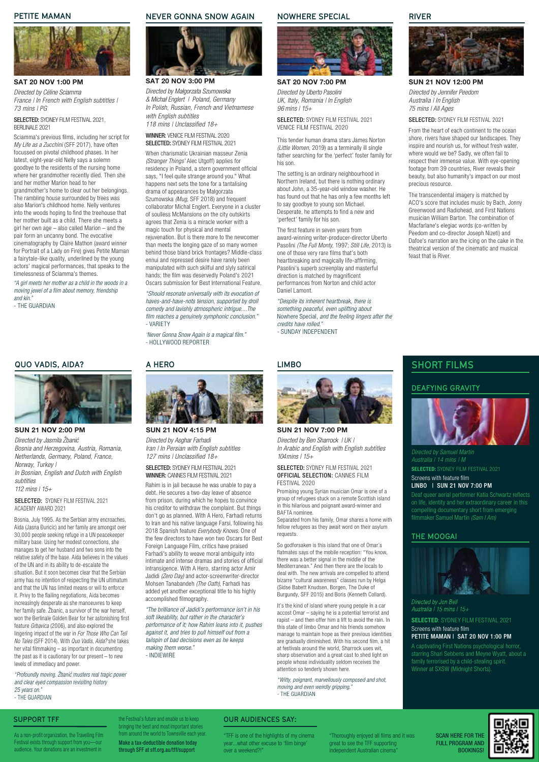## PETITE MAMAN

**SAT 20 NOV 1:00 PM**

*Directed by Céline Sciamma*
*France | In French with English subtitles | 73 mins | PG*

**SELECTED:** SYDNEY FILM FESTIVAL 2021, BERLINALE 2021

Sciamma's previous films, including her script for *My Life as a Zucchini* (SFF 2017), have often focussed on pivotal childhood phases. In her latest, eight-year-old Nelly says a solemn goodbye to the residents of the nursing home where her grandmother recently died. Then she and her mother Marion head to her grandmother's home to clear out her belongings. The rambling house surrounded by trees was also Marion's childhood home. Nelly ventures into the woods hoping to find the treehouse that her mother built as a child. There she meets a girl her own age – also called Marion – and the pair form an uncanny bond. The evocative cinematography by Claire Mathon (award winner for Portrait of a Lady on Fire) gives Petite Maman a fairytale-like quality, underlined by the young actors' magical performances, that speaks to the timelessness of Sciamma's themes.

*"A girl meets her mother as a child in the woods in a moving jewel of a film about memory, friendship and kin."*
- THE GUARDIAN

## NEVER GONNA SNOW AGAIN

**SAT 20 NOV 3:00 PM**

*Directed by Małgorzata Szumowska & Michał Englert | Poland, Germany*
*In Polish, Russian, French and Vietnamese with English subtitles*
*118 mins | Unclassified 18+*

**WINNER:** VENICE FILM FESTIVAL 2020
**SELECTED:** SYDNEY FILM FESTIVAL 2021

When charismatic Ukrainian masseur Zenia *(Stranger Things'* Alec Utgoff) applies for residency in Poland, a stern government official says, "I feel quite strange around you." What happens next sets the tone for a tantalising drama of appearances by Malgorzata Szumowska *(Mug*, SFF 2018) and frequent collaborator Michal Englert. Everyone in a cluster of soulless McMansions on the city outskirts agrees that Zenia is a miracle worker with a magic touch for physical and mental rejuvenation. But is there more to the newcomer than meets the longing gaze of so many women behind those bland brick frontages? Middle-class ennui and repressed desire have rarely been manipulated with such skilful and slyly satirical hands; the film was deservedly Poland's 2021 Oscars submission for Best International Feature.

*"Should resonate universally with its evocation of haves-and-have-nots tension, supported by droll comedy and lavishly atmospheric intrigue…The film reaches a genuinely symphonic conclusion."*
- VARIETY

*'Never Gonna Snow Again is a magical film."*
- HOLLYWOOD REPORTER

## NOWHERE SPECIAL

**SAT 20 NOV 7:00 PM**

*Directed by Uberto Pasolini*
*UK, Italy, Romania | In English*
*96 mins | 15+*

**SELECTED:** SYDNEY FILM FESTIVAL 2021
VENICE FILM FESTIVAL 2020

This tender human drama stars James Norton *(Little Women*, 2019) as a terminally ill single father searching for the 'perfect' foster family for his son.

The setting is an ordinary neighbourhood in Northern Ireland, but there is nothing ordinary about John, a 35-year-old window washer. He has found out that he has only a few months left to say goodbye to young son Michael. Desperate, he attempts to find a new and 'perfect' family for his son.

The first feature in seven years from award-winning writer-producer-director Uberto Pasolini *(The Full Monty*, 1997; *Still Life*, 2013) is one of those very rare films that's both heartbreaking and magically life-affirming. Pasolini's superb screenplay and masterful direction is matched by magnificent performances from Norton and child actor Daniel Lamont.

*"Despite its inherent heartbreak, there is something peaceful, even uplifting about* Nowhere Special, *and the feeling lingers after the credits have rolled."*
- SUNDAY INDEPENDENT

## RIVER

**SUN 21 NOV 12:00 PM**

*Directed by Jennifer Peedom*
*Australia | In English*
*75 mins | All Ages*

**SELECTED:** SYDNEY FILM FESTIVAL 2021

From the heart of each continent to the ocean shore, rivers have shaped our landscapes. They inspire and nourish us, for without fresh water, where would we be? Sadly, we often fail to respect their immense value. With eye-opening footage from 39 countries, River reveals their beauty, but also humanity's impact on our most precious resource.

The transcendental imagery is matched by ACO's score that includes music by Bach, Jonny Greenwood and Radiohead, and First Nations musician William Barton. The combination of Macfarlane's elegiac words (co-written by Peedom and co-director Joseph Nizeti) and Dafoe's narration are the icing on the cake in the theatrical version of the cinematic and musical feast that is River.

## QUO VADIS, AIDA?

**SUN 21 NOV 2:00 PM**

*Directed by Jasmila Žbanić*
*Bosnia and Herzegovina, Austria, Romania, Netherlands, Germany, Poland, France, Norway, Turkey |*
*In Bosnian, English and Dutch with English subtitles*
*112 mins | 15+*

**SELECTED:** SYDNEY FILM FESTIVAL 2021
ACADEMY AWARD 2021

Bosnia, July 1995. As the Serbian army encroaches, Aida (Jasna Ðuricic) and her family are amongst over 30,000 people seeking refuge in a UN peacekeeper military base. Using her modest connections, she manages to get her husband and two sons into the relative safety of the base. Aida believes in the values of the UN and in its ability to de-escalate the situation. But it soon becomes clear that the Serbian army has no intention of respecting the UN ultimatum and that the UN has limited means or will to enforce it. Privy to the flailing negotiations, Aida becomes increasingly desperate as she manoeuvres to keep her family safe. Žbanic, a survivor of the war herself, won the Berlinale Golden Bear for her astonishing first feature *Grbavica* (2006), and also explored the lingering impact of the war in *For Those Who Can Tell No Tales* (SFF 2014). With *Quo Vadis, Aida?* she takes her vital filmmaking – as important in documenting the past as it is cautionary for our present – to new levels of immediacy and power.

*"Profoundly moving. Žbanić musters real tragic power and clear eyed compassion revisiting history 25 years on."*
- THE GUARDIAN

## A HERO

**SUN 21 NOV 4:15 PM**

*Directed by Asghar Farhadi*
*Iran | In Persian with English subtitles*
*127 mins | Unclassified 18+*

**SELECTED:** SYDNEY FILM FESTIVAL 2021
**WINNER:** CANNES FILM FESTIVAL 2021

Rahim is in jail because he was unable to pay a debt. He secures a two-day leave of absence from prison, during which he hopes to convince his creditor to withdraw the complaint. But things don't go as planned. With A Hero, Farhadi returns to Iran and his native language Farsi, following his 2018 Spanish feature *Everybody Knows*. One of the few directors to have won two Oscars for Best Foreign Language Film, critics have praised Farhadi's ability to weave moral ambiguity into intimate and intense dramas and stories of official intransigence. With A Hero, starring actor Amir Jadidi *(Zero Day)* and actor-screenwriter-director Mohsen Tanabandeh *(The Oath)*, Farhadi has added yet another exceptional title to his highly accomplished filmography.

*"The brilliance of Jadidi's performance isn't in his soft likeability, but rather in the character's performance of it; how Rahim leans into it, pushes against it, and tries to pull himself out from a tailspin of bad decisions even as he keeps making them worse."*
- INDIEWIRE

## LIMBO

**SUN 21 NOV 7:00 PM**

*Directed by Ben Sharrock | UK |*
*In Arabic and English with English subtitles*
*104mins | 15+*

**SELECTED:** SYDNEY FILM FESTIVAL 2021
**OFFICIAL SELECTION:** CANNES FILM FESTIVAL 2020

Promising young Syrian musician Omar is one of a group of refugees stuck on a remote Scottish island in this hilarious and poignant award-winner and BAFTA nominee.

Separated from his family, Omar shares a home with fellow refugees as they await word on their asylum requests.

So godforsaken is this island that one of Omar's flatmates says of the mobile reception: "You know, there was a better signal in the middle of the Mediterranean." And then there are the locals to deal with. The new arrivals are compelled to attend bizarre "cultural awareness" classes run by Helga (Sidse Babett Knudsen, Borgen, The Duke of Burgundy, SFF 2015) and Boris (Kenneth Collard).

It's the kind of island where young people in a car accost Omar – saying he is a potential terrorist and rapist – and then offer him a lift to avoid the rain. In this state of limbo Omar and his friends somehow manage to maintain hope as their previous identities are gradually diminished. With his second film, a hit at festivals around the world, Sharrock uses wit, sharp observation and a great cast to shed light on people whose individuality seldom receives the attention so tenderly shown here.

*"Witty, poignant, marvellously composed and shot, moving and even weirdly gripping."*
- THE GUARDIAN

## SHORT FILMS

### DEAFYING GRAVITY

*Directed by Samuel Martin*
*Australia | 14 mins | M*

**SELECTED:** SYDNEY FILM FESTIVAL 2021

Screens with feature film
**LINBO | SUN 21 NOV 7:00 PM**

Deaf queer aerial performer Katia Schwartz reflects on life, identity and her extraordinary career in this compelling documentary short from emerging filmmaker Samuel Martin *(Sam I Am)*

### THE MOOGAI

*Directed by Jon Bell*
*Australia | 15 mins | 15+*

**SELECTED**: SYDNEY FILM FESTIVAL 2021

Screens with feature film
**PETITE MAMAN | SAT 20 NOV 1:00 PM**

A captivating First Nations psychological horror, starring Shari Sebbens and Meyne Wyatt, about a family terrorised by a child-stealing spirit. Winner at SXSW (Midnight Shorts).

## SUPPORT TFF

As a non-profit organization, the Travelling Film Festival exists through support from you—our audience. Your donations are an investment in the Festival's future and enable us to keep bringing the best and most important stories from around the world to Townsville each year.

**Make a tax-deductible donation today through SFF at sff.org.au/tff/support**

## OUR AUDIENCES SAY:

"TFF is one of the highlights of my cinema year...what other excuse to 'film binge' over a weekend?!"

"Thoroughly enjoyed all films and it was great to see the TFF supporting independent Australian cinema"

**SCAN HERE FOR THE FULL PROGRAM AND BOOKINGS!**